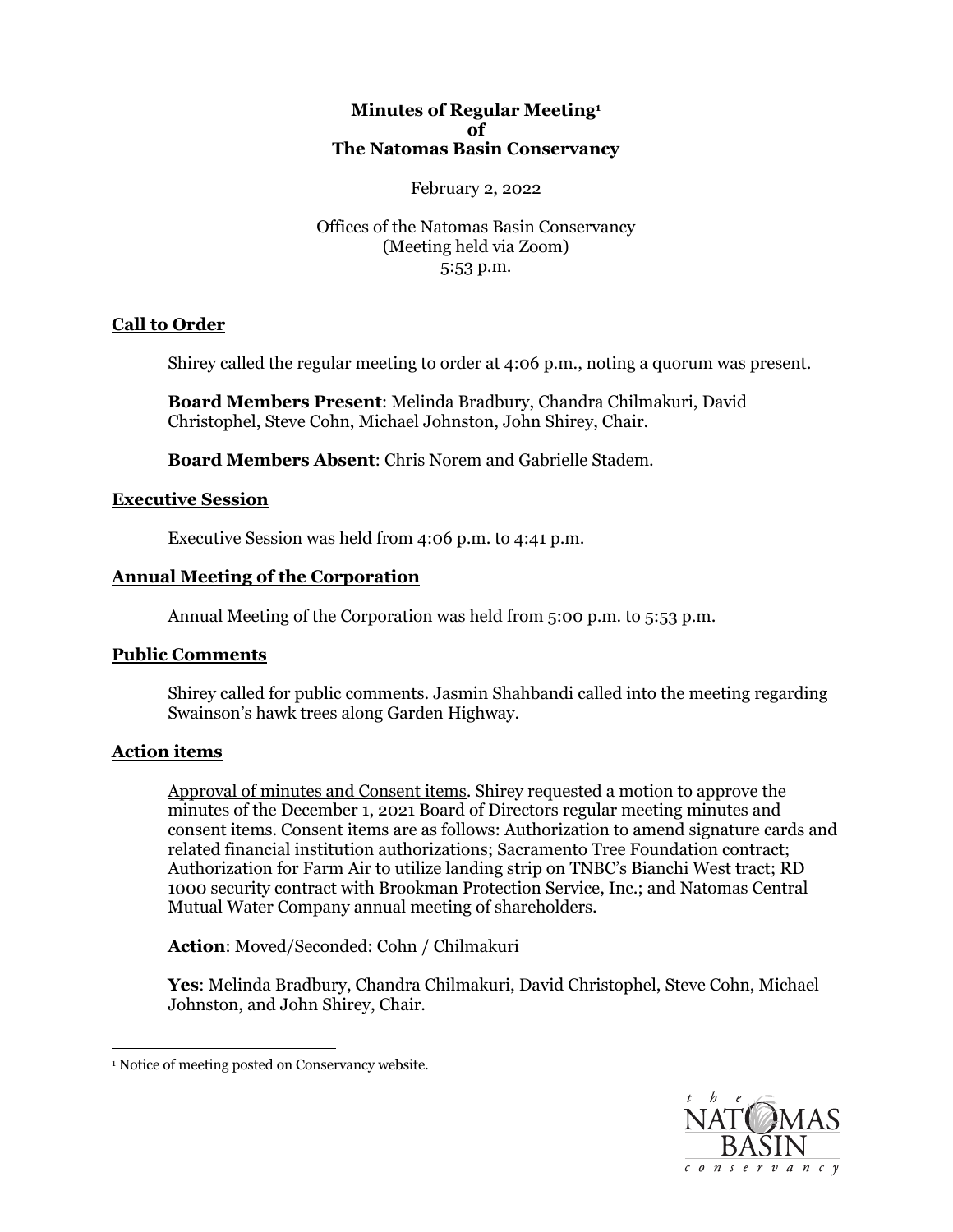**Minutes of Regular Meeting[1]**
**of**
**The Natomas Basin Conservancy**

February 2, 2022

Offices of the Natomas Basin Conservancy
(Meeting held via Zoom)
5:53 p.m.

## Call to Order

Shirey called the regular meeting to order at 4:06 p.m., noting a quorum was present.

**Board Members Present**: Melinda Bradbury, Chandra Chilmakuri, David Christophel, Steve Cohn, Michael Johnston, John Shirey, Chair.

**Board Members Absent**: Chris Norem and Gabrielle Stadem.

## Executive Session

Executive Session was held from 4:06 p.m. to 4:41 p.m.

## Annual Meeting of the Corporation

Annual Meeting of the Corporation was held from 5:00 p.m. to 5:53 p.m.

## Public Comments

Shirey called for public comments. Jasmin Shahbandi called into the meeting regarding Swainson's hawk trees along Garden Highway.

## Action items

Approval of minutes and Consent items. Shirey requested a motion to approve the minutes of the December 1, 2021 Board of Directors regular meeting minutes and consent items. Consent items are as follows: Authorization to amend signature cards and related financial institution authorizations; Sacramento Tree Foundation contract; Authorization for Farm Air to utilize landing strip on TNBC's Bianchi West tract; RD 1000 security contract with Brookman Protection Service, Inc.; and Natomas Central Mutual Water Company annual meeting of shareholders.

**Action**: Moved/Seconded: Cohn / Chilmakuri

**Yes**: Melinda Bradbury, Chandra Chilmakuri, David Christophel, Steve Cohn, Michael Johnston, and John Shirey, Chair.

---

[1] Notice of meeting posted on Conservancy website.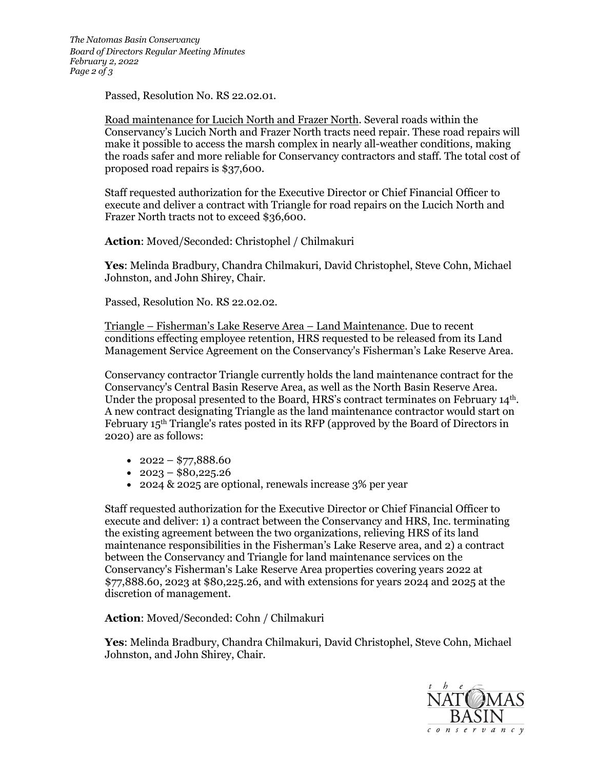Passed, Resolution No. RS 22.02.01.

Road maintenance for Lucich North and Frazer North. Several roads within the Conservancy's Lucich North and Frazer North tracts need repair. These road repairs will make it possible to access the marsh complex in nearly all-weather conditions, making the roads safer and more reliable for Conservancy contractors and staff. The total cost of proposed road repairs is $37,600.

Staff requested authorization for the Executive Director or Chief Financial Officer to execute and deliver a contract with Triangle for road repairs on the Lucich North and Frazer North tracts not to exceed $36,600.

**Action**: Moved/Seconded: Christophel / Chilmakuri

**Yes**: Melinda Bradbury, Chandra Chilmakuri, David Christophel, Steve Cohn, Michael Johnston, and John Shirey, Chair.

Passed, Resolution No. RS 22.02.02.

Triangle – Fisherman's Lake Reserve Area – Land Maintenance. Due to recent conditions effecting employee retention, HRS requested to be released from its Land Management Service Agreement on the Conservancy's Fisherman's Lake Reserve Area.

Conservancy contractor Triangle currently holds the land maintenance contract for the Conservancy's Central Basin Reserve Area, as well as the North Basin Reserve Area. Under the proposal presented to the Board, HRS's contract terminates on February 14th. A new contract designating Triangle as the land maintenance contractor would start on February 15th Triangle's rates posted in its RFP (approved by the Board of Directors in 2020) are as follows:

- 2022 – $77,888.60
- 2023 – $80,225.26
- 2024 & 2025 are optional, renewals increase 3% per year

Staff requested authorization for the Executive Director or Chief Financial Officer to execute and deliver: 1) a contract between the Conservancy and HRS, Inc. terminating the existing agreement between the two organizations, relieving HRS of its land maintenance responsibilities in the Fisherman's Lake Reserve area, and 2) a contract between the Conservancy and Triangle for land maintenance services on the Conservancy's Fisherman's Lake Reserve Area properties covering years 2022 at $77,888.60, 2023 at $80,225.26, and with extensions for years 2024 and 2025 at the discretion of management.

**Action**: Moved/Seconded: Cohn / Chilmakuri

**Yes**: Melinda Bradbury, Chandra Chilmakuri, David Christophel, Steve Cohn, Michael Johnston, and John Shirey, Chair.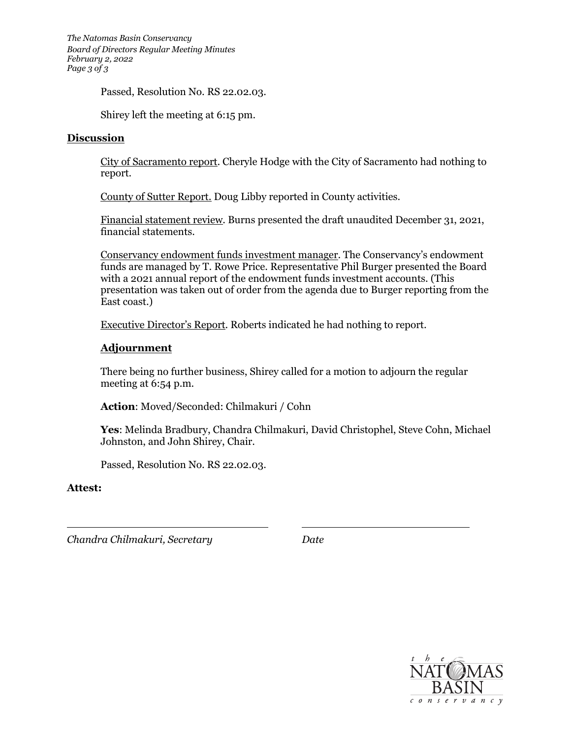Passed, Resolution No. RS 22.02.03.

Shirey left the meeting at 6:15 pm.

## Discussion

City of Sacramento report. Cheryle Hodge with the City of Sacramento had nothing to report.

County of Sutter Report. Doug Libby reported in County activities.

Financial statement review. Burns presented the draft unaudited December 31, 2021, financial statements.

Conservancy endowment funds investment manager. The Conservancy's endowment funds are managed by T. Rowe Price. Representative Phil Burger presented the Board with a 2021 annual report of the endowment funds investment accounts. (This presentation was taken out of order from the agenda due to Burger reporting from the East coast.)

Executive Director's Report. Roberts indicated he had nothing to report.

## Adjournment

There being no further business, Shirey called for a motion to adjourn the regular meeting at 6:54 p.m.

**Action**: Moved/Seconded: Chilmakuri / Cohn

**Yes**: Melinda Bradbury, Chandra Chilmakuri, David Christophel, Steve Cohn, Michael Johnston, and John Shirey, Chair.

Passed, Resolution No. RS 22.02.03.

**Attest:**

_______________________________ _______________________________

*Chandra Chilmakuri, Secretary* *Date*